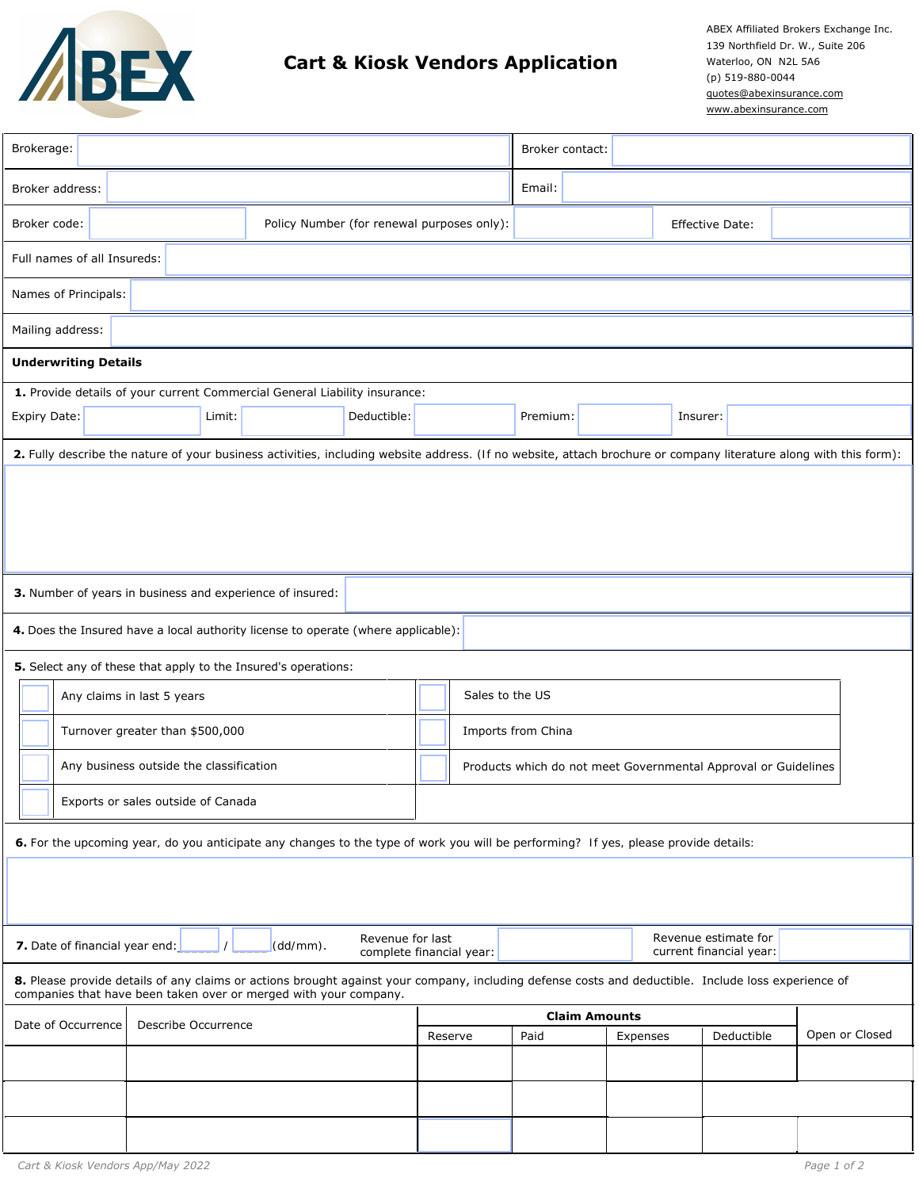ABEX Affiliated Brokers Exchange Inc.
139 Northfield Dr. W., Suite 206
Waterloo, ON N2L 5A6
(p) 519-880-0044
quotes@abexinsurance.com
www.abexinsurance.com

# Cart & Kiosk Vendors Application

Brokerage: 

Broker contact: 

Broker address: 

Email: 

Broker code: 

Policy Number (for renewal purposes only): 

Effective Date: 

Full names of all Insureds: 

Names of Principals: 

Mailing address: 

## Underwriting Details

**1.** Provide details of your current Commercial General Liability insurance:

Expiry Date: Limit: Deductible: Premium: Insurer: 

**2.** Fully describe the nature of your business activities, including website address. (If no website, attach brochure or company literature along with this form):

**3.** Number of years in business and experience of insured: 

**4.** Does the Insured have a local authority license to operate (where applicable): 

**5.** Select any of these that apply to the Insured's operations:

- ☐ Any claims in last 5 years
- ☐ Turnover greater than $500,000
- ☐ Any business outside the classification
- ☐ Exports or sales outside of Canada
- ☐ Sales to the US
- ☐ Imports from China
- ☐ Products which do not meet Governmental Approval or Guidelines

**6.** For the upcoming year, do you anticipate any changes to the type of work you will be performing? If yes, please provide details:

**7.** Date of financial year end: ______ / ______ (dd/mm).

Revenue for last complete financial year: 

Revenue estimate for current financial year: 

**8.** Please provide details of any claims or actions brought against your company, including defense costs and deductible. Include loss experience of companies that have been taken over or merged with your company.

| Date of Occurrence | Describe Occurrence | Claim Amounts | | | | Open or Closed |
|---|---|---|---|---|---|---|
| | | Reserve | Paid | Expenses | Deductible | |
| | | | | | | |
| | | | | | | |
| | | | | | | |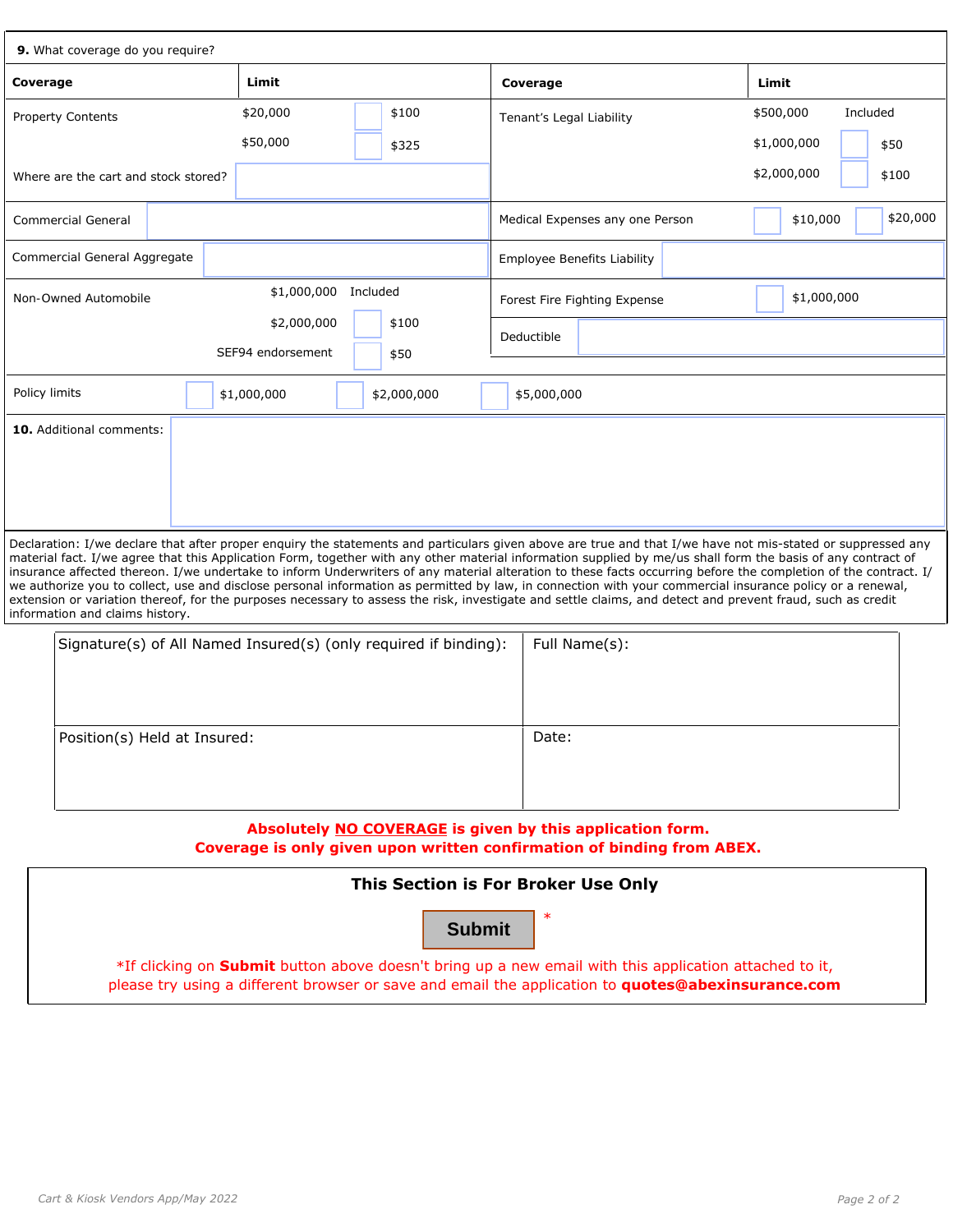**9.** What coverage do you require?

| Coverage | Limit | | Coverage | Limit | |
|---|---|---|---|---|---|
| Property Contents | $20,000 | $100 | Tenant's Legal Liability | $500,000 | Included |
| | $50,000 | $325 | | $1,000,000 | $50 |
| Where are the cart and stock stored? | | | | $2,000,000 | $100 |
| Commercial General | | | Medical Expenses any one Person | $10,000 | $20,000 |
| Commercial General Aggregate | | | Employee Benefits Liability | | |
| Non-Owned Automobile | $1,000,000 | Included | Forest Fire Fighting Expense | $1,000,000 | |
| | $2,000,000 | $100 | Deductible | | |
| | SEF94 endorsement | $50 | | | |
| Policy limits | $1,000,000 | $2,000,000 | $5,000,000 | | |

**10.** Additional comments:

Declaration: I/we declare that after proper enquiry the statements and particulars given above are true and that I/we have not mis-stated or suppressed any material fact. I/we agree that this Application Form, together with any other material information supplied by me/us shall form the basis of any contract of insurance affected thereon. I/we undertake to inform Underwriters of any material alteration to these facts occurring before the completion of the contract. I/we authorize you to collect, use and disclose personal information as permitted by law, in connection with your commercial insurance policy or a renewal, extension or variation thereof, for the purposes necessary to assess the risk, investigate and settle claims, and detect and prevent fraud, such as credit information and claims history.

| Signature(s) of All Named Insured(s) (only required if binding): | Full Name(s): |
|---|---|
| Position(s) Held at Insured: | Date: |

**Absolutely NO COVERAGE is given by this application form.**
**Coverage is only given upon written confirmation of binding from ABEX.**

**This Section is For Broker Use Only**

**Submit** *

*If clicking on **Submit** button above doesn't bring up a new email with this application attached to it, please try using a different browser or save and email the application to **quotes@abexinsurance.com**

*Cart & Kiosk Vendors App/May 2022*